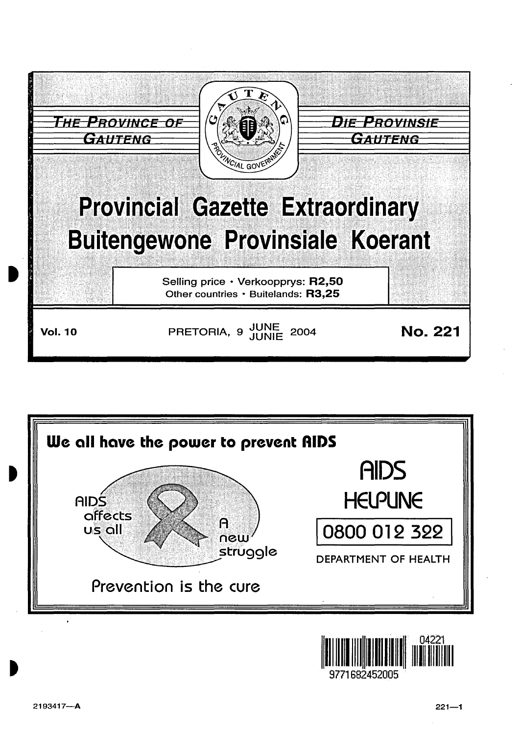THE PROVINCE OF GAUTENG

DIE PROVINSIE GAUTENG

# Provincial Gazette Extraordinary
# Buitengewone Provinsiale Koerant

Selling price • Verkoopprys: **R2,50**
Other countries • Buitelands: **R3,25**

**Vol. 10** PRETORIA, 9 JUNE JUNIE 2004 **No. 221**

**We all have the power to prevent AIDS**

AIDS affects us all

A new struggle

Prevention is the cure

AIDS HELPLINE

0800 012 322

DEPARTMENT OF HEALTH

9771682452005 04221

2193417—A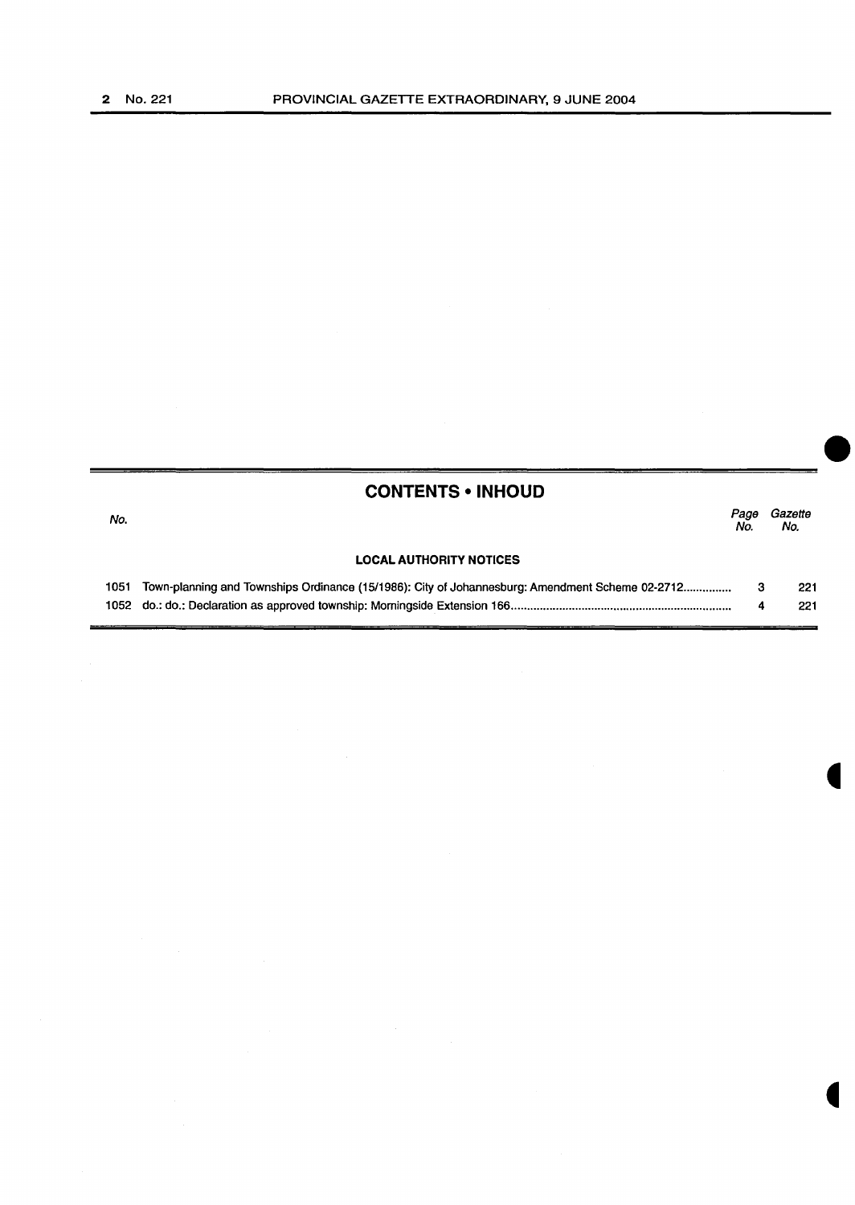## CONTENTS • INHOUD

| No. | | Page No. | Gazette No. |
|---|---|---|---|
| | **LOCAL AUTHORITY NOTICES** | | |
| 1051 | Town-planning and Townships Ordinance (15/1986): City of Johannesburg: Amendment Scheme 02-2712 | 3 | 221 |
| 1052 | do.: do.: Declaration as approved township: Morningside Extension 166 | 4 | 221 |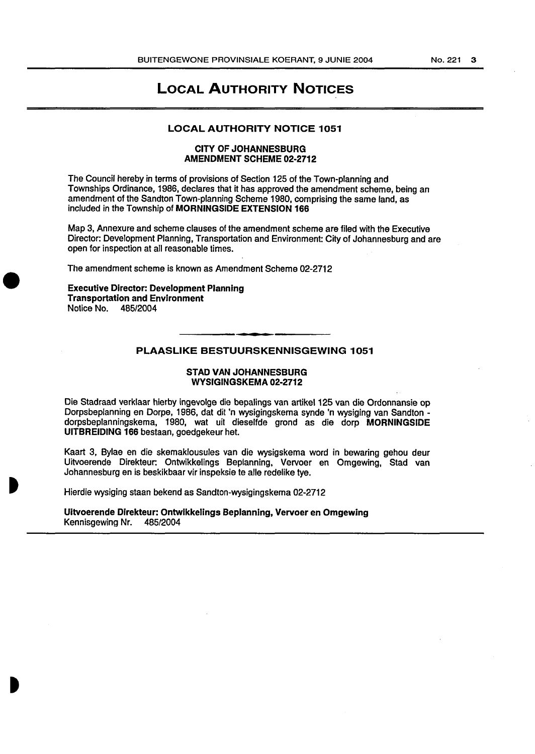# LOCAL AUTHORITY NOTICES

## LOCAL AUTHORITY NOTICE 1051

### CITY OF JOHANNESBURG
### AMENDMENT SCHEME 02-2712

The Council hereby in terms of provisions of Section 125 of the Town-planning and Townships Ordinance, 1986, declares that it has approved the amendment scheme, being an amendment of the Sandton Town-planning Scheme 1980, comprising the same land, as included in the Township of **MORNINGSIDE EXTENSION 166**

Map 3, Annexure and scheme clauses of the amendment scheme are filed with the Executive Director: Development Planning, Transportation and Environment: City of Johannesburg and are open for inspection at all reasonable times.

The amendment scheme is known as Amendment Scheme 02-2712

**Executive Director: Development Planning**
**Transportation and Environment**
Notice No. 485/2004

---

## PLAASLIKE BESTUURSKENNISGEWING 1051

### STAD VAN JOHANNESBURG
### WYSIGINGSKEMA 02-2712

Die Stadraad verklaar hierby ingevolge die bepalings van artikel 125 van die Ordonnansie op Dorpsbeplanning en Dorpe, 1986, dat dit 'n wysigingskema synde 'n wysiging van Sandton - dorpsbeplanningskema, 1980, wat uit dieselfde grond as die dorp **MORNINGSIDE UITBREIDING 166** bestaan, goedgekeur het.

Kaart 3, Bylae en die skemaklousules van die wysigskema word in bewaring gehou deur Uitvoerende Direkteur: Ontwikkelings Beplanning, Vervoer en Omgewing, Stad van Johannesburg en is beskikbaar vir inspeksie te alle redelike tye.

Hierdie wysiging staan bekend as Sandton-wysigingskema 02-2712

**Uitvoerende Direkteur: Ontwikkelings Beplanning, Vervoer en Omgewing**
Kennisgewing Nr. 485/2004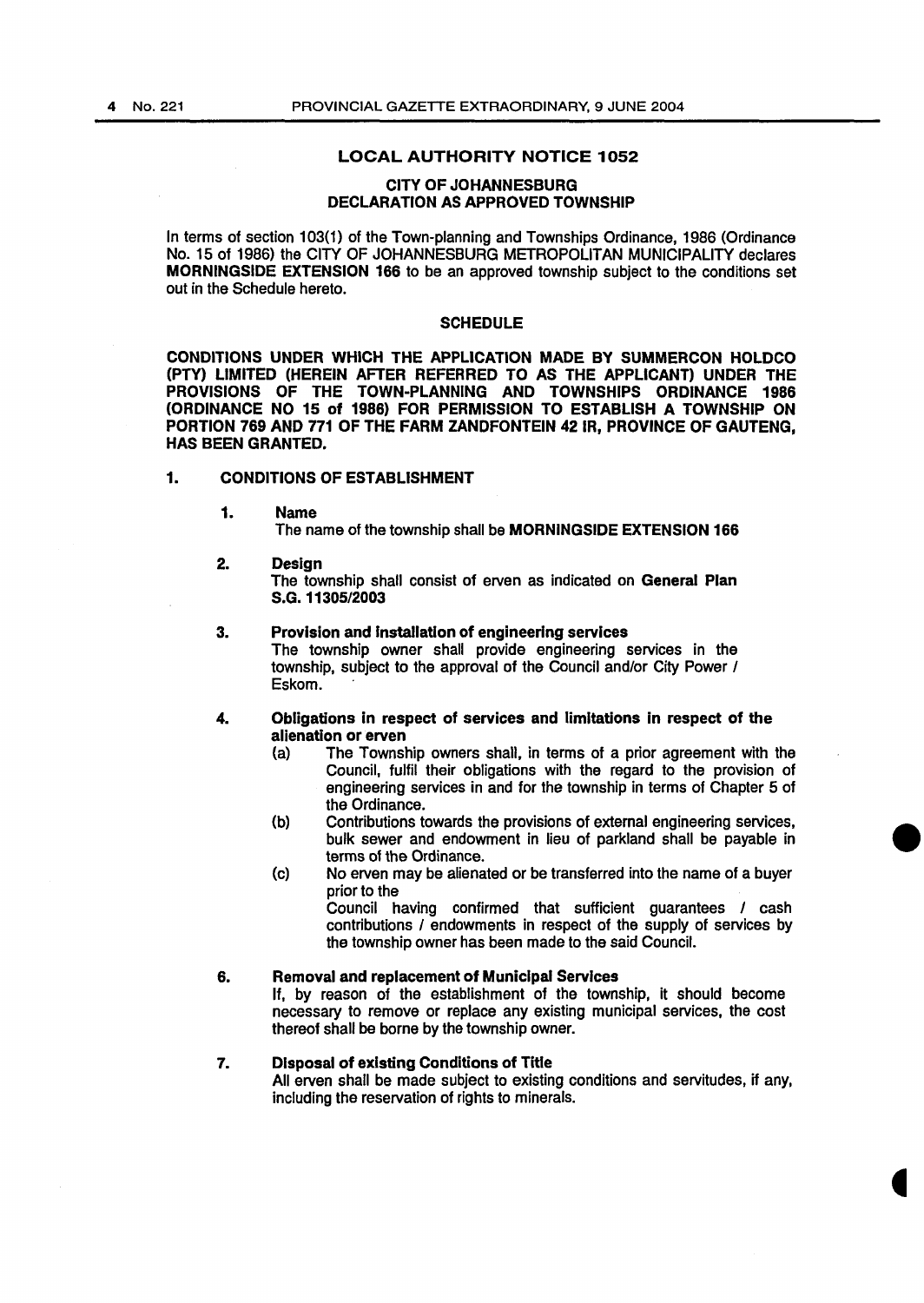## LOCAL AUTHORITY NOTICE 1052

### CITY OF JOHANNESBURG
### DECLARATION AS APPROVED TOWNSHIP

In terms of section 103(1) of the Town-planning and Townships Ordinance, 1986 (Ordinance No. 15 of 1986) the CITY OF JOHANNESBURG METROPOLITAN MUNICIPALITY declares **MORNINGSIDE EXTENSION 166** to be an approved township subject to the conditions set out in the Schedule hereto.

### SCHEDULE

**CONDITIONS UNDER WHICH THE APPLICATION MADE BY SUMMERCON HOLDCO (PTY) LIMITED (HEREIN AFTER REFERRED TO AS THE APPLICANT) UNDER THE PROVISIONS OF THE TOWN-PLANNING AND TOWNSHIPS ORDINANCE 1986 (ORDINANCE NO 15 of 1986) FOR PERMISSION TO ESTABLISH A TOWNSHIP ON PORTION 769 AND 771 OF THE FARM ZANDFONTEIN 42 IR, PROVINCE OF GAUTENG, HAS BEEN GRANTED.**

**1. CONDITIONS OF ESTABLISHMENT**

**1. Name**
The name of the township shall be **MORNINGSIDE EXTENSION 166**

**2. Design**
The township shall consist of erven as indicated on **General Plan S.G. 11305/2003**

**3. Provision and installation of engineering services**
The township owner shall provide engineering services in the township, subject to the approval of the Council and/or City Power / Eskom.

**4. Obligations in respect of services and limitations in respect of the alienation or erven**

(a) The Township owners shall, in terms of a prior agreement with the Council, fulfil their obligations with the regard to the provision of engineering services in and for the township in terms of Chapter 5 of the Ordinance.

(b) Contributions towards the provisions of external engineering services, bulk sewer and endowment in lieu of parkland shall be payable in terms of the Ordinance.

(c) No erven may be alienated or be transferred into the name of a buyer prior to the Council having confirmed that sufficient guarantees / cash contributions / endowments in respect of the supply of services by the township owner has been made to the said Council.

**6. Removal and replacement of Municipal Services**
If, by reason of the establishment of the township, it should become necessary to remove or replace any existing municipal services, the cost thereof shall be borne by the township owner.

**7. Disposal of existing Conditions of Title**
All erven shall be made subject to existing conditions and servitudes, if any, including the reservation of rights to minerals.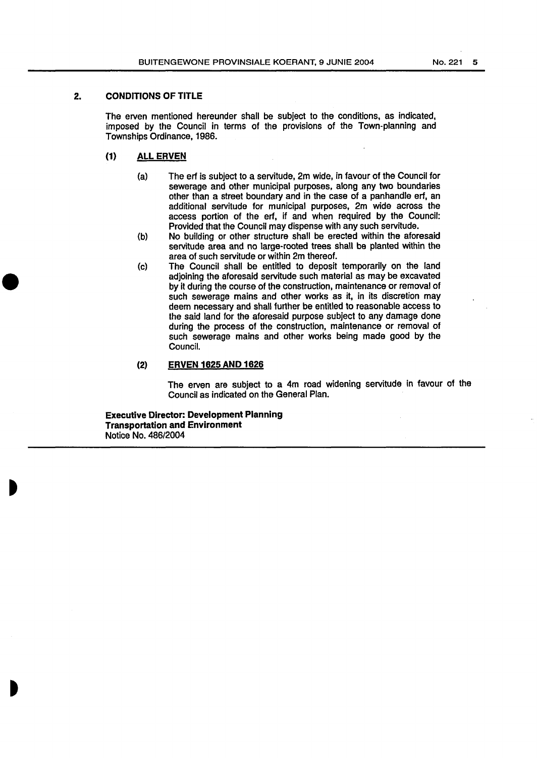## 2. CONDITIONS OF TITLE

The erven mentioned hereunder shall be subject to the conditions, as indicated, imposed by the Council in terms of the provisions of the Town-planning and Townships Ordinance, 1986.

### (1) ALL ERVEN

(a) The erf is subject to a servitude, 2m wide, in favour of the Council for sewerage and other municipal purposes, along any two boundaries other than a street boundary and in the case of a panhandle erf, an additional servitude for municipal purposes, 2m wide across the access portion of the erf, if and when required by the Council: Provided that the Council may dispense with any such servitude.

(b) No building or other structure shall be erected within the aforesaid servitude area and no large-rooted trees shall be planted within the area of such servitude or within 2m thereof.

(c) The Council shall be entitled to deposit temporarily on the land adjoining the aforesaid servitude such material as may be excavated by it during the course of the construction, maintenance or removal of such sewerage mains and other works as it, in its discretion may deem necessary and shall further be entitled to reasonable access to the said land for the aforesaid purpose subject to any damage done during the process of the construction, maintenance or removal of such sewerage mains and other works being made good by the Council.

### (2) ERVEN 1625 AND 1626

The erven are subject to a 4m road widening servitude in favour of the Council as indicated on the General Plan.

**Executive Director: Development Planning**
**Transportation and Environment**
Notice No. 486/2004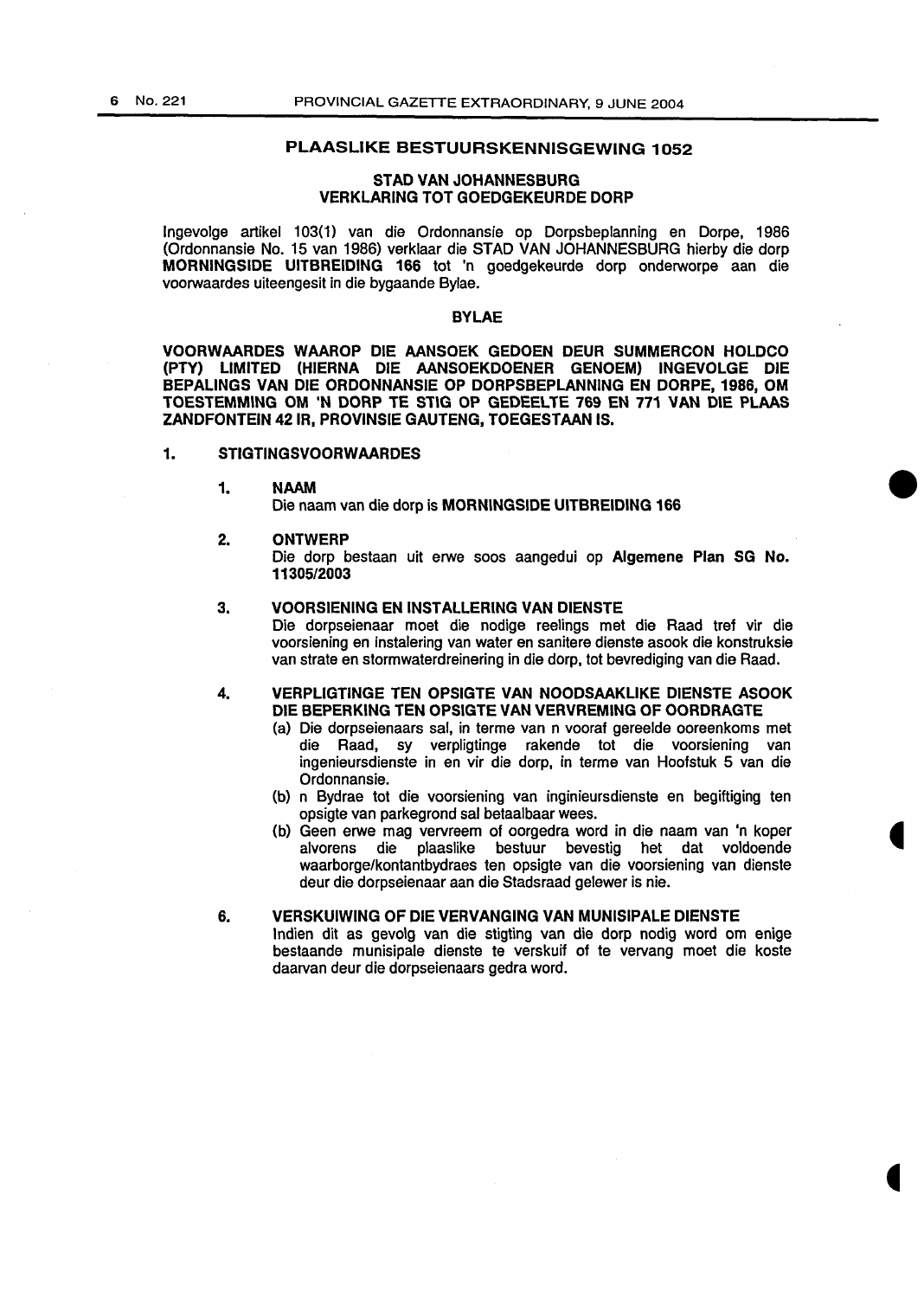## PLAASLIKE BESTUURSKENNISGEWING 1052

### STAD VAN JOHANNESBURG
### VERKLARING TOT GOEDGEKEURDE DORP

Ingevolge artikel 103(1) van die Ordonnansie op Dorpsbeplanning en Dorpe, 1986 (Ordonnansie No. 15 van 1986) verklaar die STAD VAN JOHANNESBURG hierby die dorp **MORNINGSIDE UITBREIDING 166** tot 'n goedgekeurde dorp onderworpe aan die voorwaardes uiteengesit in die bygaande Bylae.

### BYLAE

**VOORWAARDES WAAROP DIE AANSOEK GEDOEN DEUR SUMMERCON HOLDCO (PTY) LIMITED (HIERNA DIE AANSOEKDOENER GENOEM) INGEVOLGE DIE BEPALINGS VAN DIE ORDONNANSIE OP DORPSBEPLANNING EN DORPE, 1986, OM TOESTEMMING OM 'N DORP TE STIG OP GEDEELTE 769 EN 771 VAN DIE PLAAS ZANDFONTEIN 42 IR, PROVINSIE GAUTENG, TOEGESTAAN IS.**

**1. STIGTINGSVOORWAARDES**

**1. NAAM**

Die naam van die dorp is **MORNINGSIDE UITBREIDING 166**

**2. ONTWERP**

Die dorp bestaan uit erwe soos aangedui op **Algemene Plan SG No. 11305/2003**

**3. VOORSIENING EN INSTALLERING VAN DIENSTE**

Die dorpseienaar moet die nodige reelings met die Raad tref vir die voorsiening en instalering van water en sanitere dienste asook die konstruksie van strate en stormwaterdreinering in die dorp, tot bevrediging van die Raad.

**4. VERPLIGTINGE TEN OPSIGTE VAN NOODSAAKLIKE DIENSTE ASOOK DIE BEPERKING TEN OPSIGTE VAN VERVREMING OF OORDRAGTE**

(a) Die dorpseienaars sal, in terme van n vooraf gereelde ooreenkoms met die Raad, sy verpligtinge rakende tot die voorsiening van ingenieursdienste in en vir die dorp, in terme van Hoofstuk 5 van die Ordonnansie.

(b) n Bydrae tot die voorsiening van inginieursdienste en begiftiging ten opsigte van parkegrond sal betaalbaar wees.

(b) Geen erwe mag vervreem of oorgedra word in die naam van 'n koper alvorens die plaaslike bestuur bevestig het dat voldoende waarborge/kontantbydraes ten opsigte van die voorsiening van dienste deur die dorpseienaar aan die Stadsraad gelewer is nie.

**6. VERSKUIWING OF DIE VERVANGING VAN MUNISIPALE DIENSTE**

Indien dit as gevolg van die stigting van die dorp nodig word om enige bestaande munisipale dienste te verskuif of te vervang moet die koste daarvan deur die dorpseienaars gedra word.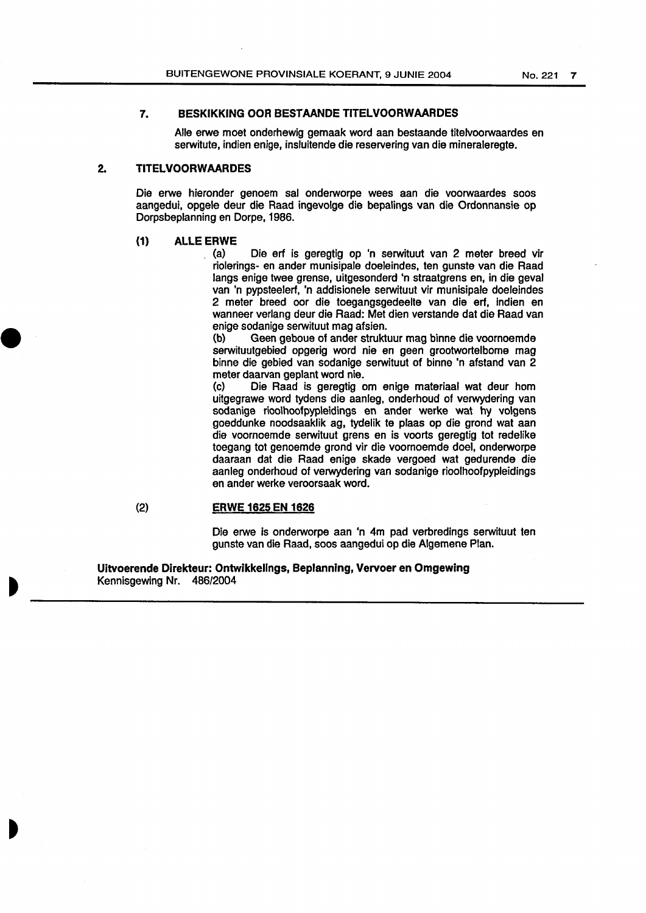## 7. BESKIKKING OOR BESTAANDE TITELVOORWAARDES

Alle erwe moet onderhewig gemaak word aan bestaande titelvoorwaardes en serwitute, indien enige, insluitende die reservering van die mineraleregte.

## 2. TITELVOORWAARDES

Die erwe hieronder genoem sal onderworpe wees aan die voorwaardes soos aangedui, opgelê deur die Raad ingevolge die bepalings van die Ordonnansie op Dorpsbeplanning en Dorpe, 1986.

### (1) ALLE ERWE

(a) Die erf is geregtig op 'n serwituut van 2 meter breed vir riolerings- en ander munisipale doeleindes, ten gunste van die Raad langs enige twee grense, uitgesonderd 'n straatgrens en, in die geval van 'n pypsteelerf, 'n addisionele serwituut vir munisipale doeleindes 2 meter breed oor die toegangsgedeelte van die erf, indien en wanneer verlang deur die Raad: Met dien verstande dat die Raad van enige sodanige serwituut mag afsien.

(b) Geen geboue of ander struktuur mag binne die voornoemde serwituutgebied opgerig word nie en geen grootwortelbome mag binne die gebied van sodanige serwituut of binne 'n afstand van 2 meter daarvan geplant word nie.

(c) Die Raad is geregtig om enige materiaal wat deur hom uitgegrawe word tydens die aanleg, onderhoud of verwydering van sodanige rioolhoofpypleidings en ander werke wat hy volgens goeddunke noodsaaklik ag, tydelik te plaas op die grond wat aan die voornoemde serwituut grens en is voorts geregtig tot redelike toegang tot genoemde grond vir die voornoemde doel, onderworpe daaraan dat die Raad enige skade vergoed wat gedurende die aanleg onderhoud of verwydering van sodanige rioolhoofpypleidings en ander werke veroorsaak word.

### (2) ERWE 1625 EN 1626

Die erwe is onderworpe aan 'n 4m pad verbredings serwituut ten gunste van die Raad, soos aangedui op die Algemene Plan.

**Uitvoerende Direkteur: Ontwikkelings, Beplanning, Vervoer en Omgewing**
Kennisgewing Nr. 486/2004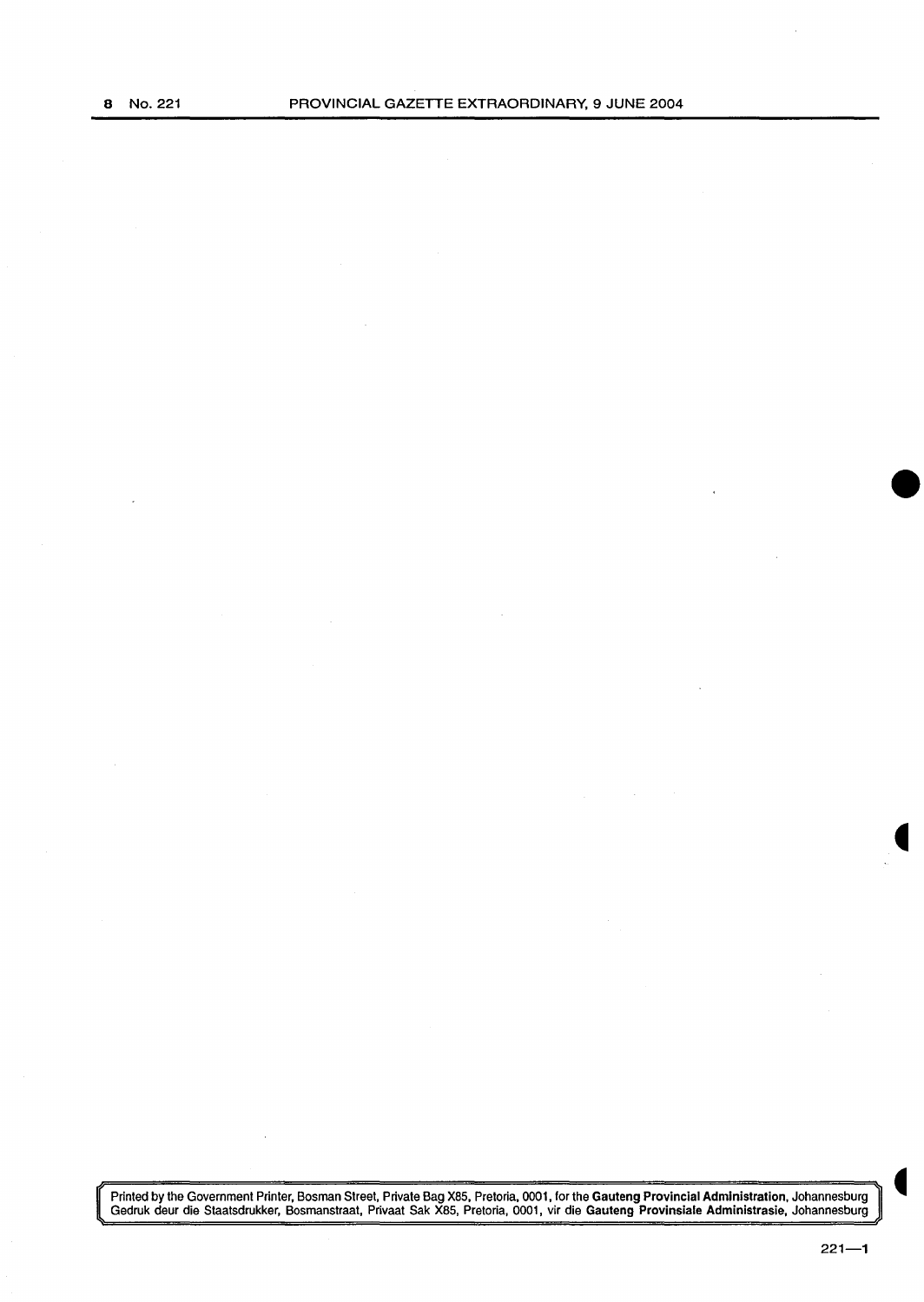Printed by the Government Printer, Bosman Street, Private Bag X85, Pretoria, 0001, for the **Gauteng Provincial Administration**, Johannesburg
Gedruk deur die Staatsdrukker, Bosmanstraat, Privaat Sak X85, Pretoria, 0001, vir die **Gauteng Provinsiale Administrasie**, Johannesburg

221—1